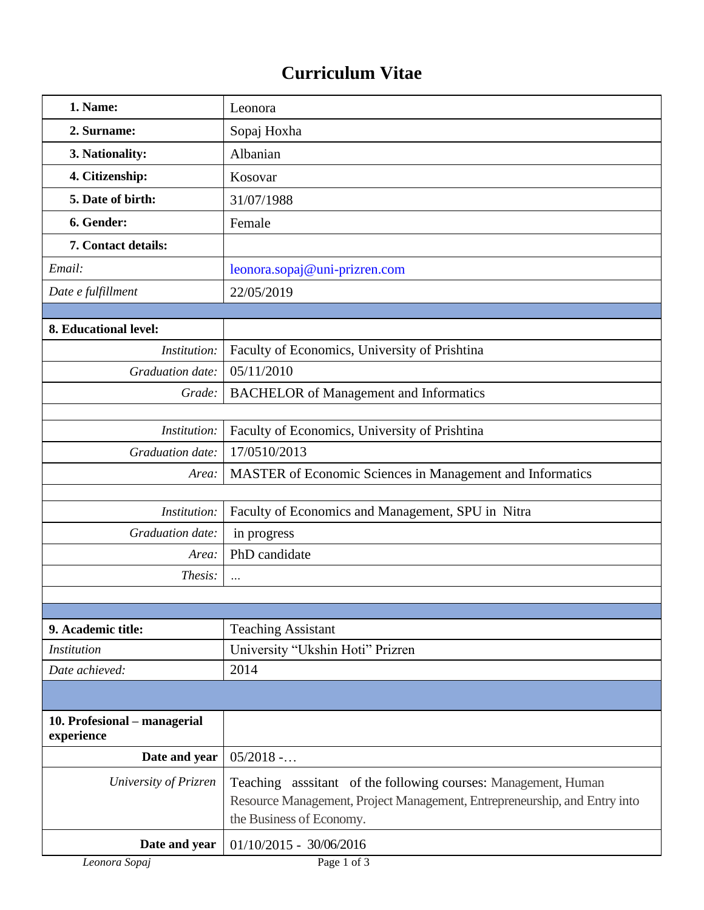# Curriculum Vitae

| | |
|---|---|
| **1. Name:** | Leonora |
| **2. Surname:** | Sopaj Hoxha |
| **3. Nationality:** | Albanian |
| **4. Citizenship:** | Kosovar |
| **5. Date of birth:** | 31/07/1988 |
| **6. Gender:** | Female |
| **7. Contact details:** | |
| *Email:* | leonora.sopaj@uni-prizren.com |
| *Date e fulfillment* | 22/05/2019 |
| | |
| **8. Educational level:** | |
| *Institution:* | Faculty of Economics, University of Prishtina |
| *Graduation date:* | 05/11/2010 |
| *Grade:* | BACHELOR of Management and Informatics |
| | |
| *Institution:* | Faculty of Economics, University of Prishtina |
| *Graduation date:* | 17/0510/2013 |
| *Area:* | MASTER of Economic Sciences in Management and Informatics |
| | |
| *Institution:* | Faculty of Economics and Management, SPU in Nitra |
| *Graduation date:* | in progress |
| *Area:* | PhD candidate |
| *Thesis:* | … |
| | |
| | |
| **9. Academic title:** | Teaching Assistant |
| *Institution* | University "Ukshin Hoti" Prizren |
| *Date achieved:* | 2014 |
| | |
| **10. Profesional – managerial experience** | |
| **Date and year** | 05/2018 -… |
| *University of Prizren* | Teaching asssitant of the following courses: Management, Human Resource Management, Project Management, Entrepreneurship, and Entry into the Business of Economy. |
| **Date and year** | 01/10/2015 - 30/06/2016 |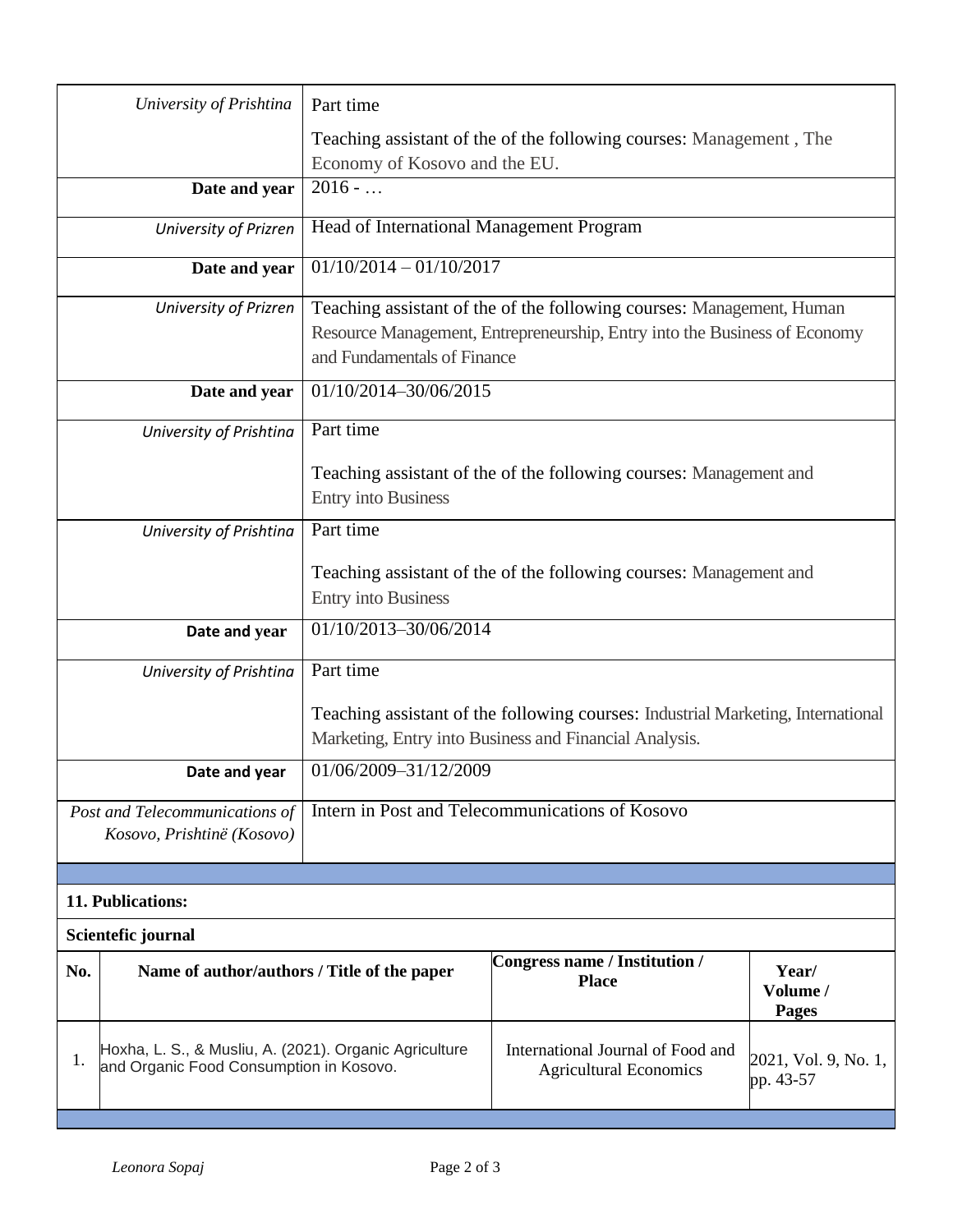| | |
|---|---|
| *University of Prishtina* | Part time<br><br>Teaching assistant of the of the following courses: Management , The Economy of Kosovo and the EU. |
| **Date and year** | 2016 - … |
| *University of Prizren* | Head of International Management Program |
| **Date and year** | 01/10/2014 – 01/10/2017 |
| *University of Prizren* | Teaching assistant of the of the following courses: Management, Human Resource Management, Entrepreneurship, Entry into the Business of Economy and Fundamentals of Finance |
| **Date and year** | 01/10/2014–30/06/2015 |
| *University of Prishtina* | Part time<br><br>Teaching assistant of the of the following courses: Management and Entry into Business |
| *University of Prishtina* | Part time<br><br>Teaching assistant of the of the following courses: Management and Entry into Business |
| **Date and year** | 01/10/2013–30/06/2014 |
| *University of Prishtina* | Part time<br><br>Teaching assistant of the following courses: Industrial Marketing, International Marketing, Entry into Business and Financial Analysis. |
| **Date and year** | 01/06/2009–31/12/2009 |
| *Post and Telecommunications of Kosovo, Prishtinë (Kosovo)* | Intern in Post and Telecommunications of Kosovo |

**11. Publications:**

**Scientefic journal**

| No. | Name of author/authors / Title of the paper | Congress name / Institution / Place | Year/ Volume / Pages |
|---|---|---|---|
| 1. | Hoxha, L. S., & Musliu, A. (2021). Organic Agriculture and Organic Food Consumption in Kosovo. | International Journal of Food and Agricultural Economics | 2021, Vol. 9, No. 1, pp. 43-57 |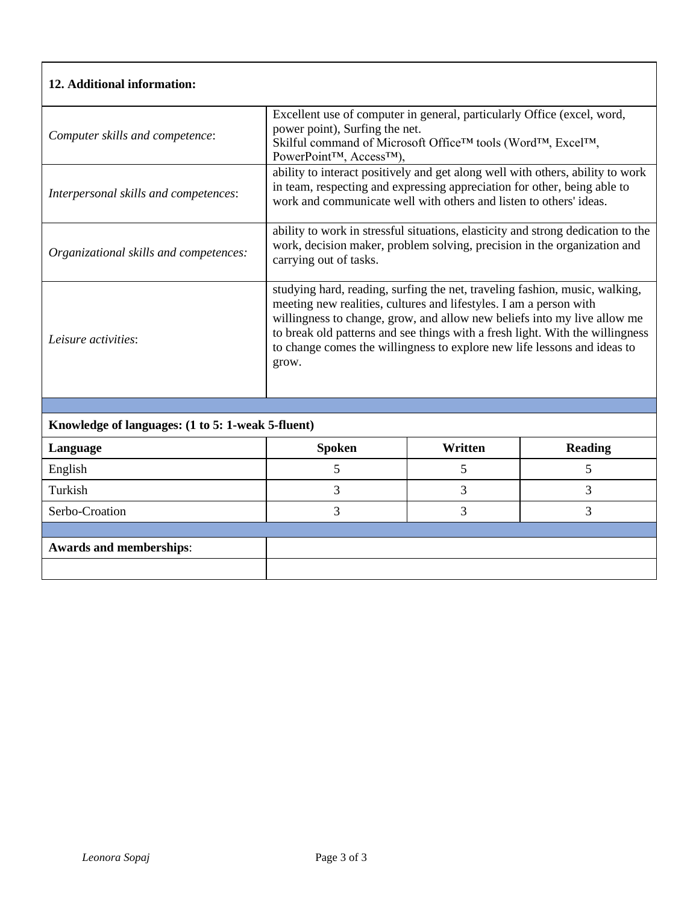| **12. Additional information:** | |
|---|---|
| *Computer skills and competence*: | Excellent use of computer in general, particularly Office (excel, word, power point), Surfing the net. Skilful command of Microsoft Office™ tools (Word™, Excel™, PowerPoint™, Access™), |
| *Interpersonal skills and competences*: | ability to interact positively and get along well with others, ability to work in team, respecting and expressing appreciation for other, being able to work and communicate well with others and listen to others' ideas. |
| *Organizational skills and competences:* | ability to work in stressful situations, elasticity and strong dedication to the work, decision maker, problem solving, precision in the organization and carrying out of tasks. |
| *Leisure activities*: | studying hard, reading, surfing the net, traveling fashion, music, walking, meeting new realities, cultures and lifestyles. I am a person with willingness to change, grow, and allow new beliefs into my live allow me to break old patterns and see things with a fresh light. With the willingness to change comes the willingness to explore new life lessons and ideas to grow. |

**Knowledge of languages: (1 to 5: 1-weak 5-fluent)**

| Language | Spoken | Written | Reading |
|---|---|---|---|
| English | 5 | 5 | 5 |
| Turkish | 3 | 3 | 3 |
| Serbo-Croation | 3 | 3 | 3 |

| **Awards and memberships**: | |
|---|---|
| | |